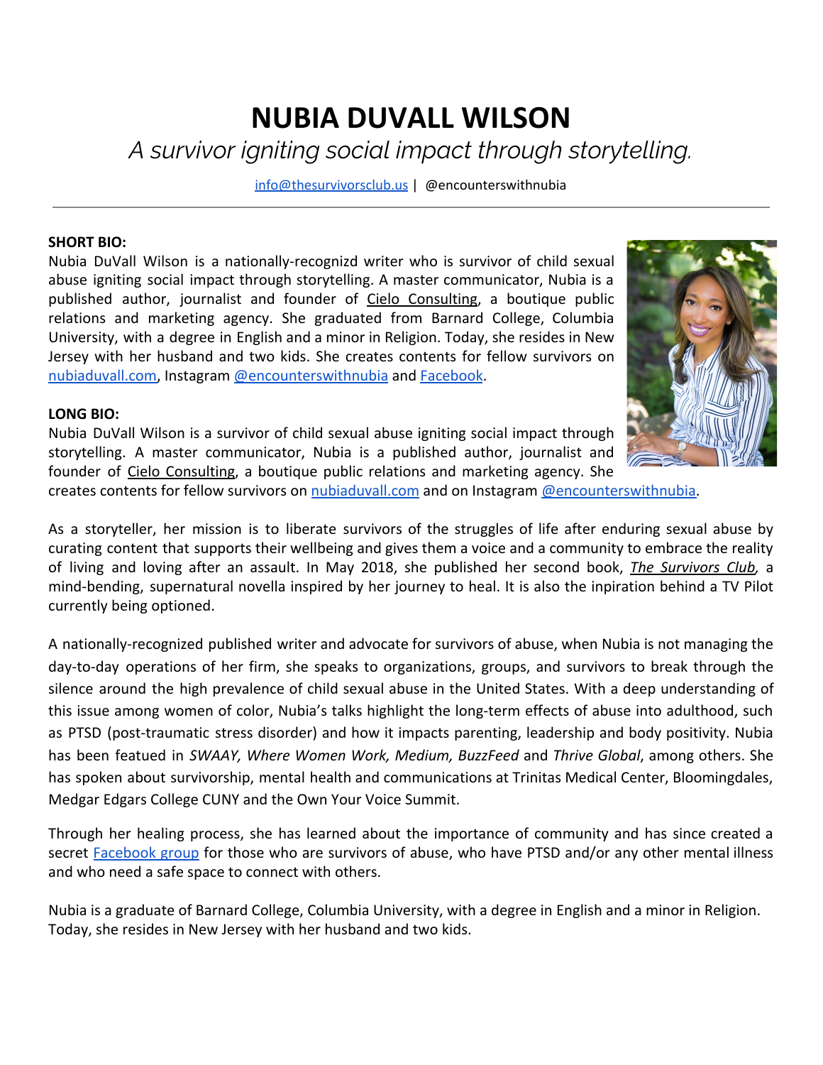# NUBIA DUVALL WILSON

*A survivor igniting social impact through storytelling.*

info@thesurvivorsclub.us | @encounterswithnubia

---

**SHORT BIO:**

Nubia DuVall Wilson is a nationally-recognizd writer who is survivor of child sexual abuse igniting social impact through storytelling. A master communicator, Nubia is a published author, journalist and founder of Cielo Consulting, a boutique public relations and marketing agency. She graduated from Barnard College, Columbia University, with a degree in English and a minor in Religion. Today, she resides in New Jersey with her husband and two kids. She creates contents for fellow survivors on nubiaduvall.com, Instagram @encounterswithnubia and Facebook.

**LONG BIO:**

Nubia DuVall Wilson is a survivor of child sexual abuse igniting social impact through storytelling. A master communicator, Nubia is a published author, journalist and founder of Cielo Consulting, a boutique public relations and marketing agency. She creates contents for fellow survivors on nubiaduvall.com and on Instagram @encounterswithnubia.

As a storyteller, her mission is to liberate survivors of the struggles of life after enduring sexual abuse by curating content that supports their wellbeing and gives them a voice and a community to embrace the reality of living and loving after an assault. In May 2018, she published her second book, ***The Survivors Club***, a mind-bending, supernatural novella inspired by her journey to heal. It is also the inpiration behind a TV Pilot currently being optioned.

A nationally-recognized published writer and advocate for survivors of abuse, when Nubia is not managing the day-to-day operations of her firm, she speaks to organizations, groups, and survivors to break through the silence around the high prevalence of child sexual abuse in the United States. With a deep understanding of this issue among women of color, Nubia's talks highlight the long-term effects of abuse into adulthood, such as PTSD (post-traumatic stress disorder) and how it impacts parenting, leadership and body positivity. Nubia has been featued in *SWAAY, Where Women Work, Medium, BuzzFeed* and *Thrive Global*, among others. She has spoken about survivorship, mental health and communications at Trinitas Medical Center, Bloomingdales, Medgar Edgars College CUNY and the Own Your Voice Summit.

Through her healing process, she has learned about the importance of community and has since created a secret Facebook group for those who are survivors of abuse, who have PTSD and/or any other mental illness and who need a safe space to connect with others.

Nubia is a graduate of Barnard College, Columbia University, with a degree in English and a minor in Religion. Today, she resides in New Jersey with her husband and two kids.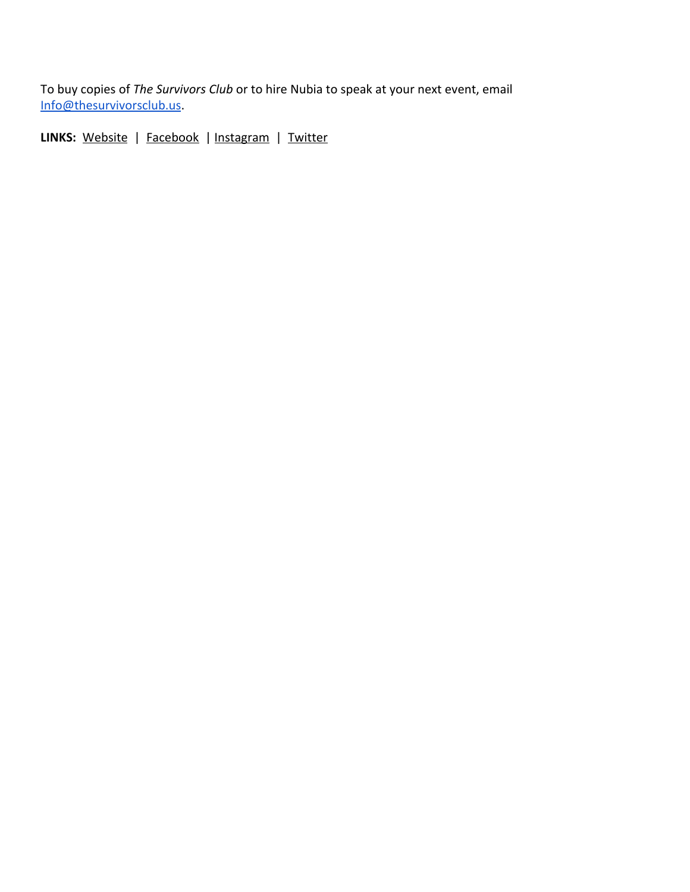To buy copies of *The Survivors Club* or to hire Nubia to speak at your next event, email Info@thesurvivorsclub.us.

**LINKS:** Website | Facebook | Instagram | Twitter